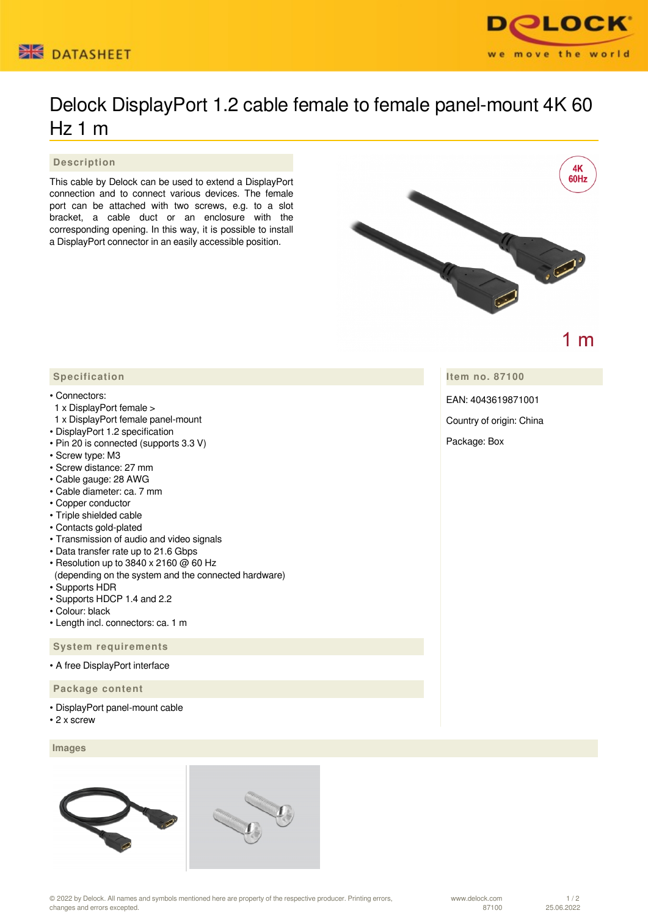DATASHEET

# Delock DisplayPort 1.2 cable female to female panel-mount 4K 60 Hz 1 m

## Description

This cable by Delock can be used to extend a DisplayPort connection and to connect various devices. The female port can be attached with two screws, e.g. to a slot bracket, a cable duct or an enclosure with the corresponding opening. In this way, it is possible to install a DisplayPort connector in an easily accessible position.

## Specification

- Connectors:
  1 x DisplayPort female >
  1 x DisplayPort female panel-mount
- DisplayPort 1.2 specification
- Pin 20 is connected (supports 3.3 V)
- Screw type: M3
- Screw distance: 27 mm
- Cable gauge: 28 AWG
- Cable diameter: ca. 7 mm
- Copper conductor
- Triple shielded cable
- Contacts gold-plated
- Transmission of audio and video signals
- Data transfer rate up to 21.6 Gbps
- Resolution up to 3840 x 2160 @ 60 Hz
  (depending on the system and the connected hardware)
- Supports HDR
- Supports HDCP 1.4 and 2.2
- Colour: black
- Length incl. connectors: ca. 1 m

## Item no. 87100

EAN: 4043619871001

Country of origin: China

Package: Box

## System requirements

- A free DisplayPort interface

## Package content

- DisplayPort panel-mount cable
- 2 x screw

## Images

© 2022 by Delock. All names and symbols mentioned here are property of the respective producer. Printing errors, changes and errors excepted.

www.delock.com
87100
25.06.2022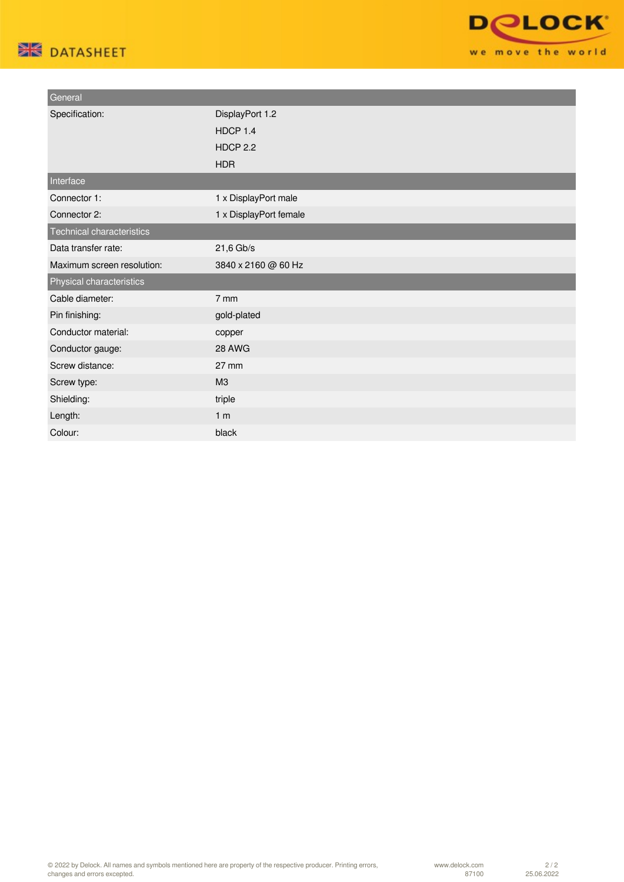| | |
|---|---|
| **General** | |
| Specification: | DisplayPort 1.2<br>HDCP 1.4<br>HDCP 2.2<br>HDR |
| **Interface** | |
| Connector 1: | 1 x DisplayPort male |
| Connector 2: | 1 x DisplayPort female |
| **Technical characteristics** | |
| Data transfer rate: | 21,6 Gb/s |
| Maximum screen resolution: | 3840 x 2160 @ 60 Hz |
| **Physical characteristics** | |
| Cable diameter: | 7 mm |
| Pin finishing: | gold-plated |
| Conductor material: | copper |
| Conductor gauge: | 28 AWG |
| Screw distance: | 27 mm |
| Screw type: | M3 |
| Shielding: | triple |
| Length: | 1 m |
| Colour: | black |

© 2022 by Delock. All names and symbols mentioned here are property of the respective producer. Printing errors, changes and errors excepted.

www.delock.com
87100
25.06.2022